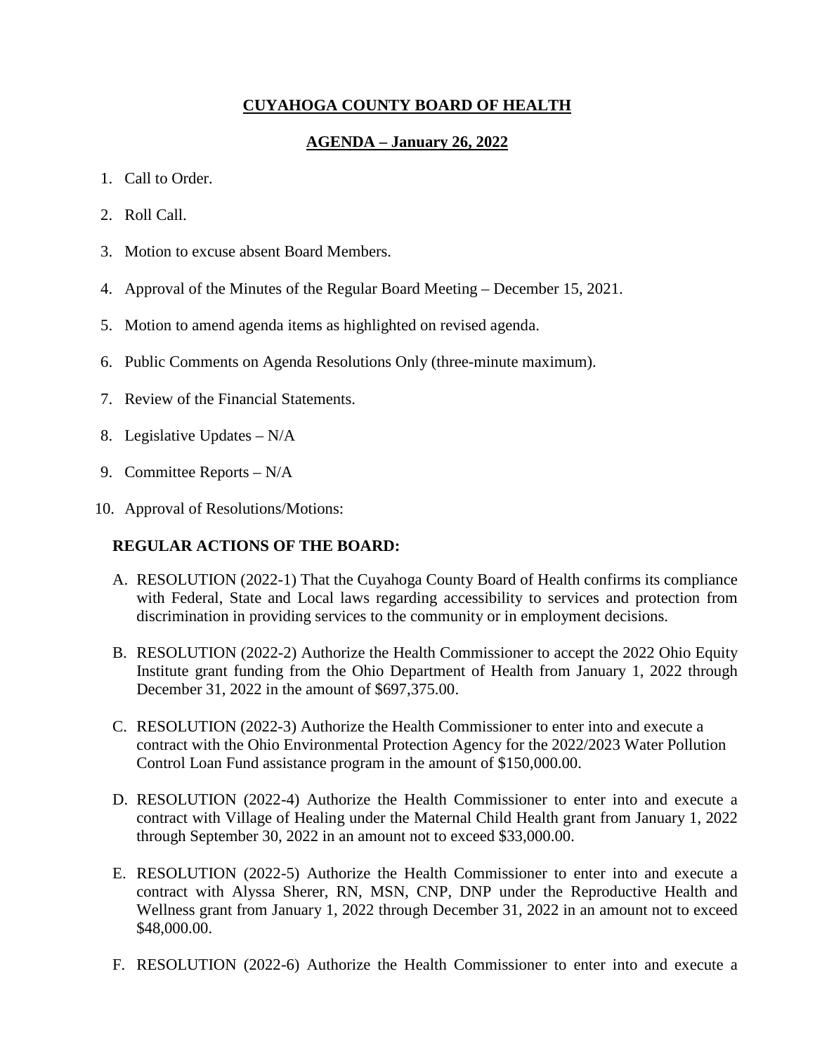# CUYAHOGA COUNTY BOARD OF HEALTH

## AGENDA – January 26, 2022

1. Call to Order.
2. Roll Call.
3. Motion to excuse absent Board Members.
4. Approval of the Minutes of the Regular Board Meeting – December 15, 2021.
5. Motion to amend agenda items as highlighted on revised agenda.
6. Public Comments on Agenda Resolutions Only (three-minute maximum).
7. Review of the Financial Statements.
8. Legislative Updates – N/A
9. Committee Reports – N/A
10. Approval of Resolutions/Motions:

**REGULAR ACTIONS OF THE BOARD:**

A. RESOLUTION (2022-1) That the Cuyahoga County Board of Health confirms its compliance with Federal, State and Local laws regarding accessibility to services and protection from discrimination in providing services to the community or in employment decisions.

B. RESOLUTION (2022-2) Authorize the Health Commissioner to accept the 2022 Ohio Equity Institute grant funding from the Ohio Department of Health from January 1, 2022 through December 31, 2022 in the amount of $697,375.00.

C. RESOLUTION (2022-3) Authorize the Health Commissioner to enter into and execute a contract with the Ohio Environmental Protection Agency for the 2022/2023 Water Pollution Control Loan Fund assistance program in the amount of $150,000.00.

D. RESOLUTION (2022-4) Authorize the Health Commissioner to enter into and execute a contract with Village of Healing under the Maternal Child Health grant from January 1, 2022 through September 30, 2022 in an amount not to exceed $33,000.00.

E. RESOLUTION (2022-5) Authorize the Health Commissioner to enter into and execute a contract with Alyssa Sherer, RN, MSN, CNP, DNP under the Reproductive Health and Wellness grant from January 1, 2022 through December 31, 2022 in an amount not to exceed $48,000.00.

F. RESOLUTION (2022-6) Authorize the Health Commissioner to enter into and execute a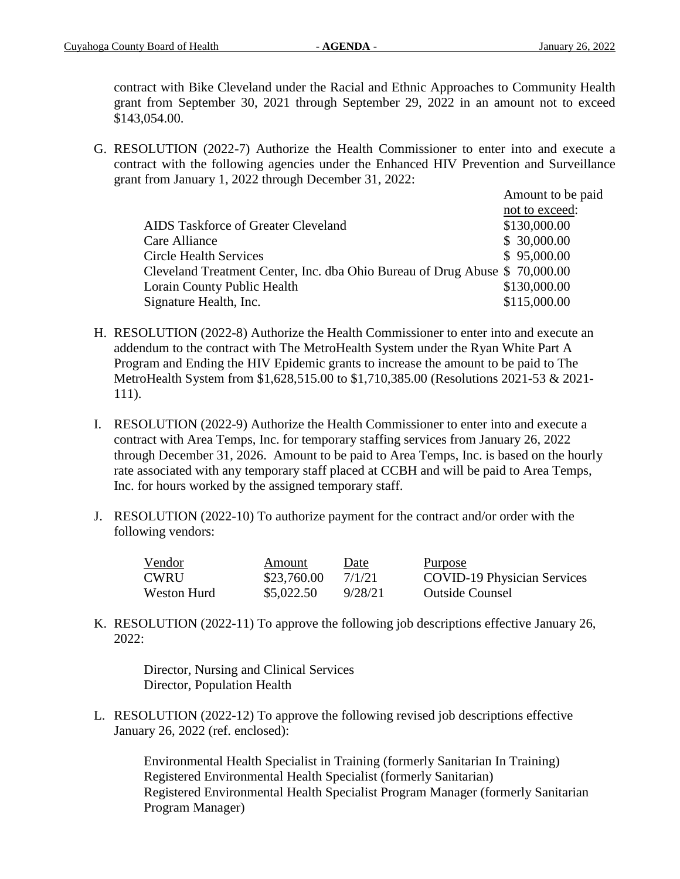contract with Bike Cleveland under the Racial and Ethnic Approaches to Community Health grant from September 30, 2021 through September 29, 2022 in an amount not to exceed $143,054.00.

G. RESOLUTION (2022-7) Authorize the Health Commissioner to enter into and execute a contract with the following agencies under the Enhanced HIV Prevention and Surveillance grant from January 1, 2022 through December 31, 2022:

| | Amount to be paid not to exceed: |
|---|---|
| AIDS Taskforce of Greater Cleveland | $130,000.00 |
| Care Alliance | $ 30,000.00 |
| Circle Health Services | $ 95,000.00 |
| Cleveland Treatment Center, Inc. dba Ohio Bureau of Drug Abuse | $ 70,000.00 |
| Lorain County Public Health | $130,000.00 |
| Signature Health, Inc. | $115,000.00 |

H. RESOLUTION (2022-8) Authorize the Health Commissioner to enter into and execute an addendum to the contract with The MetroHealth System under the Ryan White Part A Program and Ending the HIV Epidemic grants to increase the amount to be paid to The MetroHealth System from $1,628,515.00 to $1,710,385.00 (Resolutions 2021-53 & 2021-111).

I. RESOLUTION (2022-9) Authorize the Health Commissioner to enter into and execute a contract with Area Temps, Inc. for temporary staffing services from January 26, 2022 through December 31, 2026. Amount to be paid to Area Temps, Inc. is based on the hourly rate associated with any temporary staff placed at CCBH and will be paid to Area Temps, Inc. for hours worked by the assigned temporary staff.

J. RESOLUTION (2022-10) To authorize payment for the contract and/or order with the following vendors:

| Vendor | Amount | Date | Purpose |
|---|---|---|---|
| CWRU | $23,760.00 | 7/1/21 | COVID-19 Physician Services |
| Weston Hurd | $5,022.50 | 9/28/21 | Outside Counsel |

K. RESOLUTION (2022-11) To approve the following job descriptions effective January 26, 2022:

Director, Nursing and Clinical Services
Director, Population Health

L. RESOLUTION (2022-12) To approve the following revised job descriptions effective January 26, 2022 (ref. enclosed):

Environmental Health Specialist in Training (formerly Sanitarian In Training)
Registered Environmental Health Specialist (formerly Sanitarian)
Registered Environmental Health Specialist Program Manager (formerly Sanitarian Program Manager)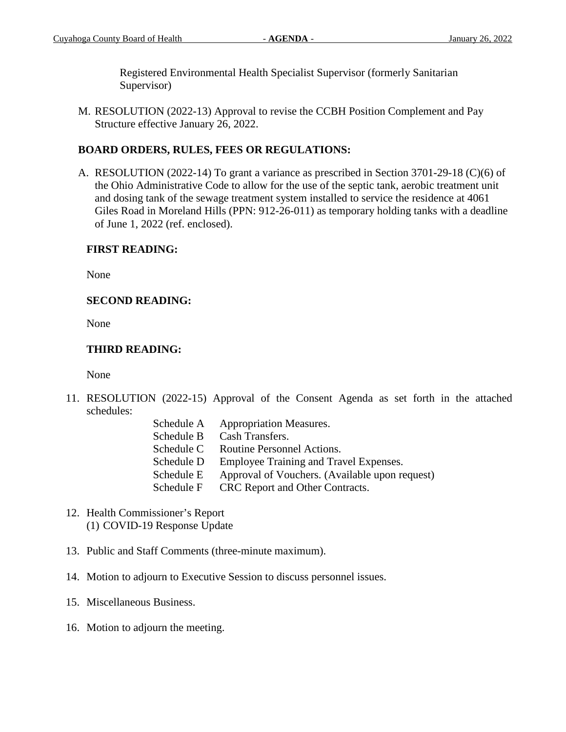Registered Environmental Health Specialist Supervisor (formerly Sanitarian Supervisor)

M. RESOLUTION (2022-13) Approval to revise the CCBH Position Complement and Pay Structure effective January 26, 2022.

**BOARD ORDERS, RULES, FEES OR REGULATIONS:**

A. RESOLUTION (2022-14) To grant a variance as prescribed in Section 3701-29-18 (C)(6) of the Ohio Administrative Code to allow for the use of the septic tank, aerobic treatment unit and dosing tank of the sewage treatment system installed to service the residence at 4061 Giles Road in Moreland Hills (PPN: 912-26-011) as temporary holding tanks with a deadline of June 1, 2022 (ref. enclosed).

**FIRST READING:**

None

**SECOND READING:**

None

**THIRD READING:**

None

11. RESOLUTION (2022-15) Approval of the Consent Agenda as set forth in the attached schedules:

    Schedule A Appropriation Measures.
    Schedule B Cash Transfers.
    Schedule C Routine Personnel Actions.
    Schedule D Employee Training and Travel Expenses.
    Schedule E Approval of Vouchers. (Available upon request)
    Schedule F CRC Report and Other Contracts.

12. Health Commissioner's Report
    (1) COVID-19 Response Update

13. Public and Staff Comments (three-minute maximum).

14. Motion to adjourn to Executive Session to discuss personnel issues.

15. Miscellaneous Business.

16. Motion to adjourn the meeting.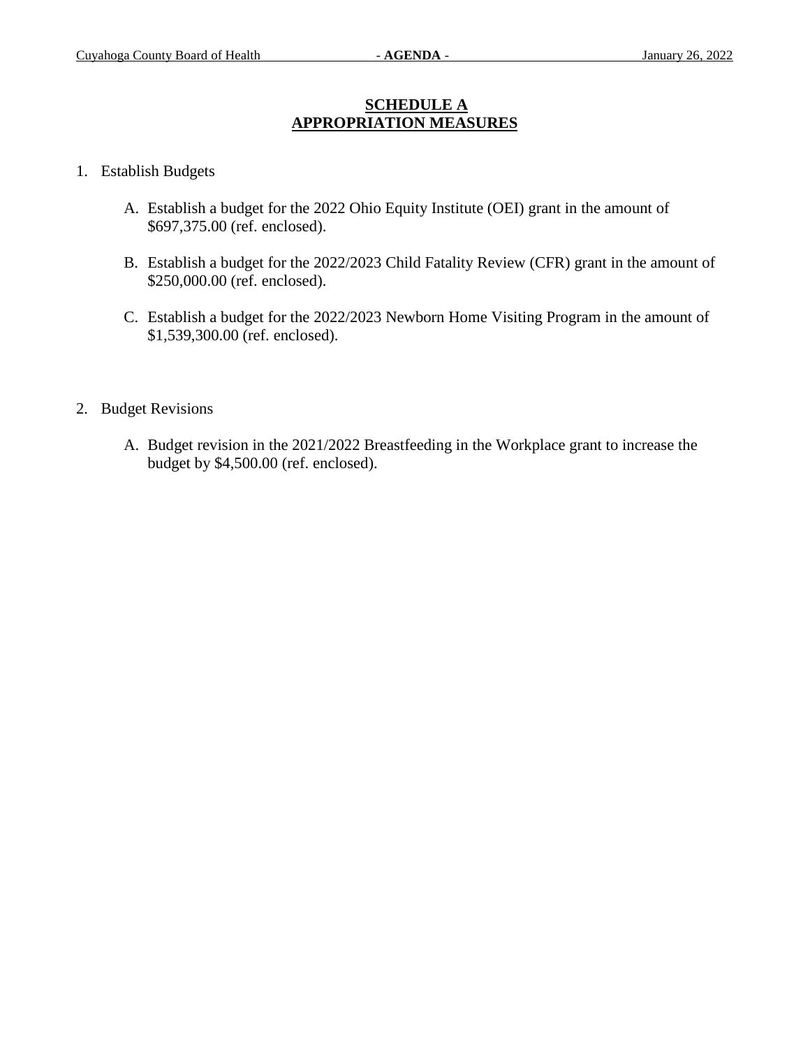## SCHEDULE A
## APPROPRIATION MEASURES

1. Establish Budgets

    A. Establish a budget for the 2022 Ohio Equity Institute (OEI) grant in the amount of $697,375.00 (ref. enclosed).

    B. Establish a budget for the 2022/2023 Child Fatality Review (CFR) grant in the amount of $250,000.00 (ref. enclosed).

    C. Establish a budget for the 2022/2023 Newborn Home Visiting Program in the amount of $1,539,300.00 (ref. enclosed).

2. Budget Revisions

    A. Budget revision in the 2021/2022 Breastfeeding in the Workplace grant to increase the budget by $4,500.00 (ref. enclosed).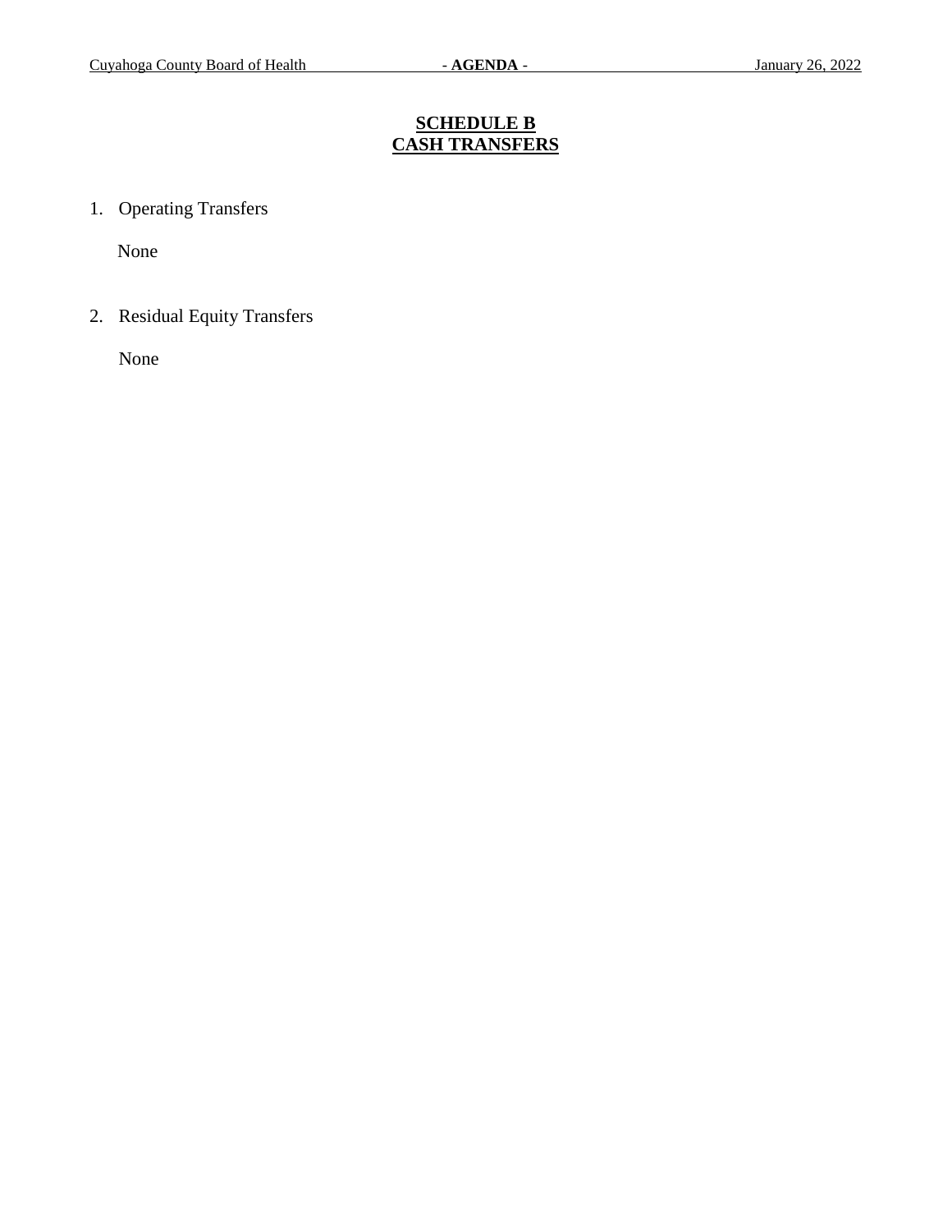## SCHEDULE B
## CASH TRANSFERS

1. Operating Transfers

   None

2. Residual Equity Transfers

   None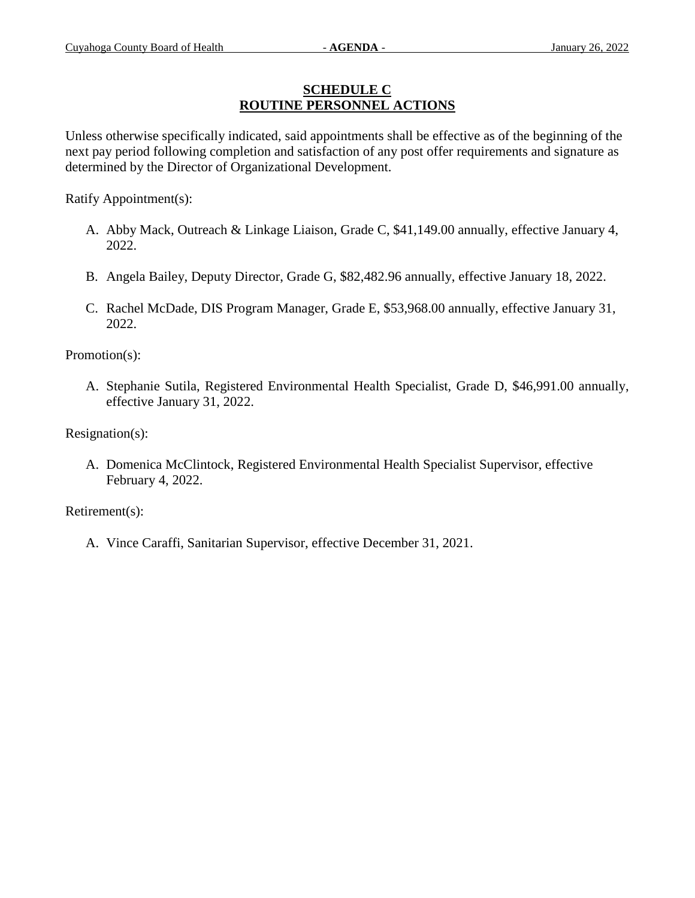## SCHEDULE C
## ROUTINE PERSONNEL ACTIONS

Unless otherwise specifically indicated, said appointments shall be effective as of the beginning of the next pay period following completion and satisfaction of any post offer requirements and signature as determined by the Director of Organizational Development.

Ratify Appointment(s):

A. Abby Mack, Outreach & Linkage Liaison, Grade C, $41,149.00 annually, effective January 4, 2022.

B. Angela Bailey, Deputy Director, Grade G, $82,482.96 annually, effective January 18, 2022.

C. Rachel McDade, DIS Program Manager, Grade E, $53,968.00 annually, effective January 31, 2022.

Promotion(s):

A. Stephanie Sutila, Registered Environmental Health Specialist, Grade D, $46,991.00 annually, effective January 31, 2022.

Resignation(s):

A. Domenica McClintock, Registered Environmental Health Specialist Supervisor, effective February 4, 2022.

Retirement(s):

A. Vince Caraffi, Sanitarian Supervisor, effective December 31, 2021.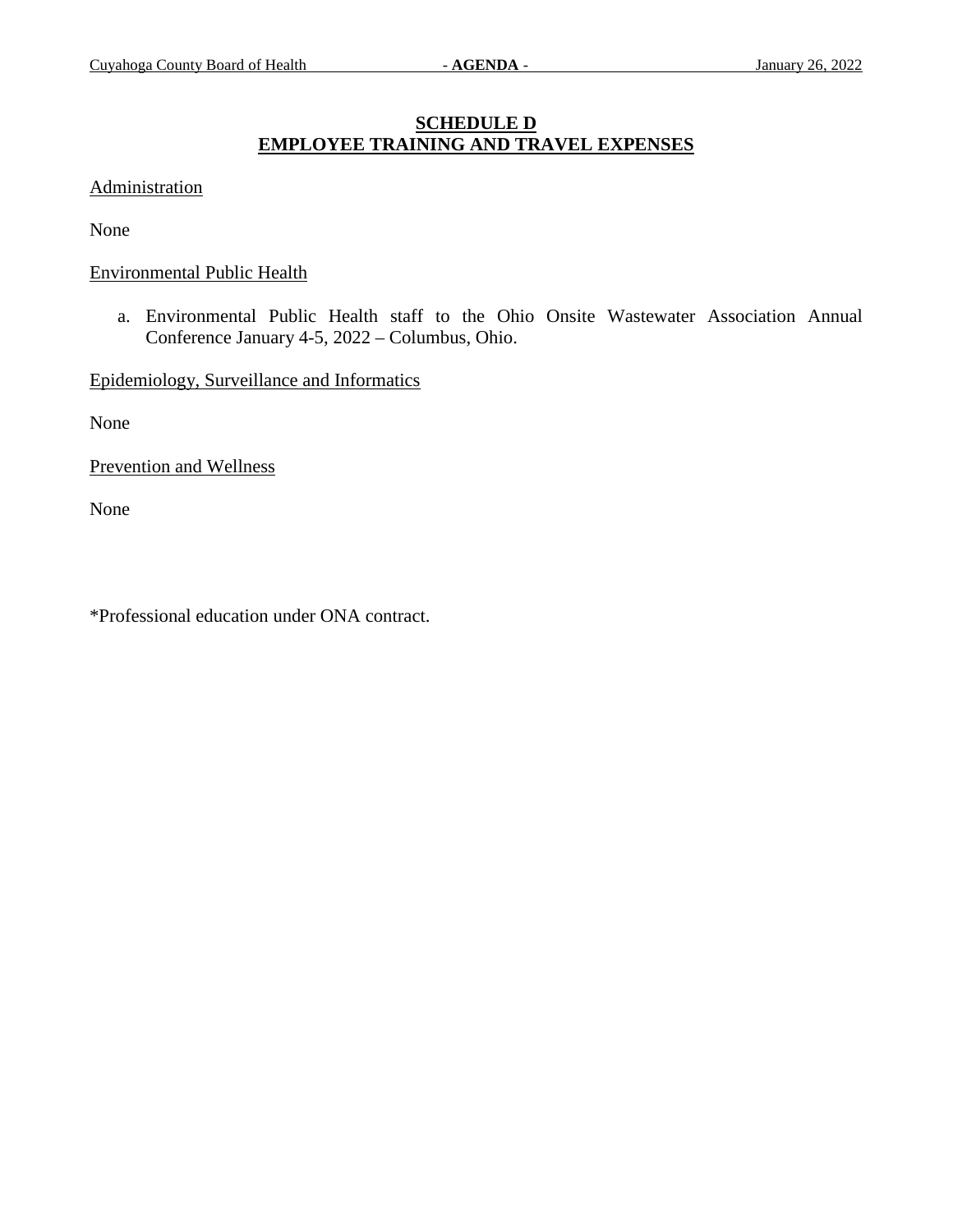## SCHEDULE D
## EMPLOYEE TRAINING AND TRAVEL EXPENSES

Administration

None

Environmental Public Health

a. Environmental Public Health staff to the Ohio Onsite Wastewater Association Annual Conference January 4-5, 2022 – Columbus, Ohio.

Epidemiology, Surveillance and Informatics

None

Prevention and Wellness

None

*Professional education under ONA contract.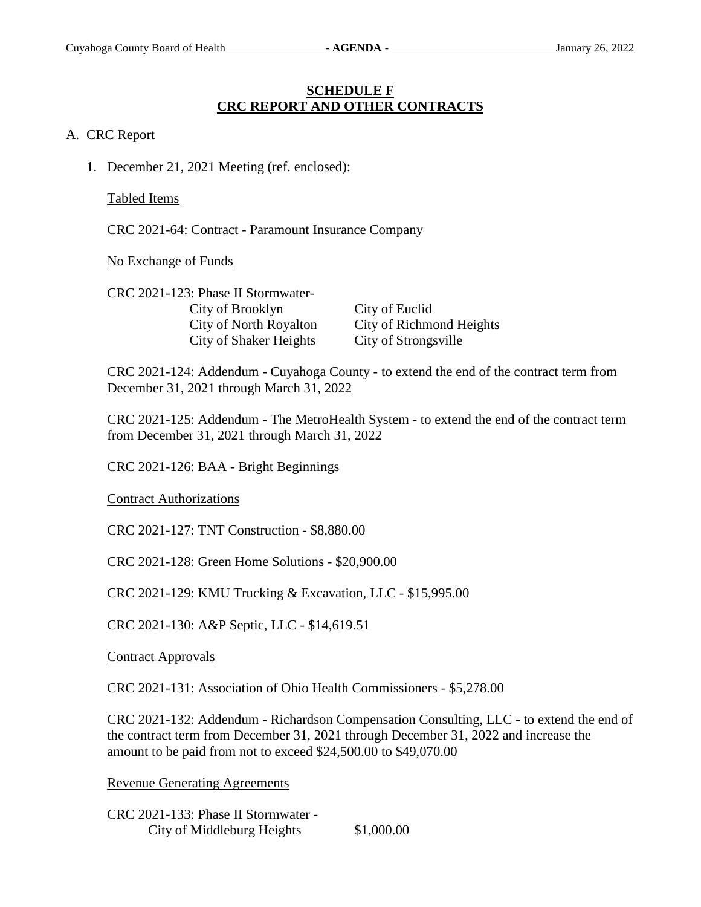## SCHEDULE F
## CRC REPORT AND OTHER CONTRACTS

A. CRC Report

1. December 21, 2021 Meeting (ref. enclosed):

   Tabled Items

   CRC 2021-64: Contract - Paramount Insurance Company

   No Exchange of Funds

   CRC 2021-123: Phase II Stormwater-

   | | |
   |---|---|
   | City of Brooklyn | City of Euclid |
   | City of North Royalton | City of Richmond Heights |
   | City of Shaker Heights | City of Strongsville |

   CRC 2021-124: Addendum - Cuyahoga County - to extend the end of the contract term from December 31, 2021 through March 31, 2022

   CRC 2021-125: Addendum - The MetroHealth System - to extend the end of the contract term from December 31, 2021 through March 31, 2022

   CRC 2021-126: BAA - Bright Beginnings

   Contract Authorizations

   CRC 2021-127: TNT Construction - $8,880.00

   CRC 2021-128: Green Home Solutions - $20,900.00

   CRC 2021-129: KMU Trucking & Excavation, LLC - $15,995.00

   CRC 2021-130: A&P Septic, LLC - $14,619.51

   Contract Approvals

   CRC 2021-131: Association of Ohio Health Commissioners - $5,278.00

   CRC 2021-132: Addendum - Richardson Compensation Consulting, LLC - to extend the end of the contract term from December 31, 2021 through December 31, 2022 and increase the amount to be paid from not to exceed $24,500.00 to $49,070.00

   Revenue Generating Agreements

   CRC 2021-133: Phase II Stormwater -
   City of Middleburg Heights $1,000.00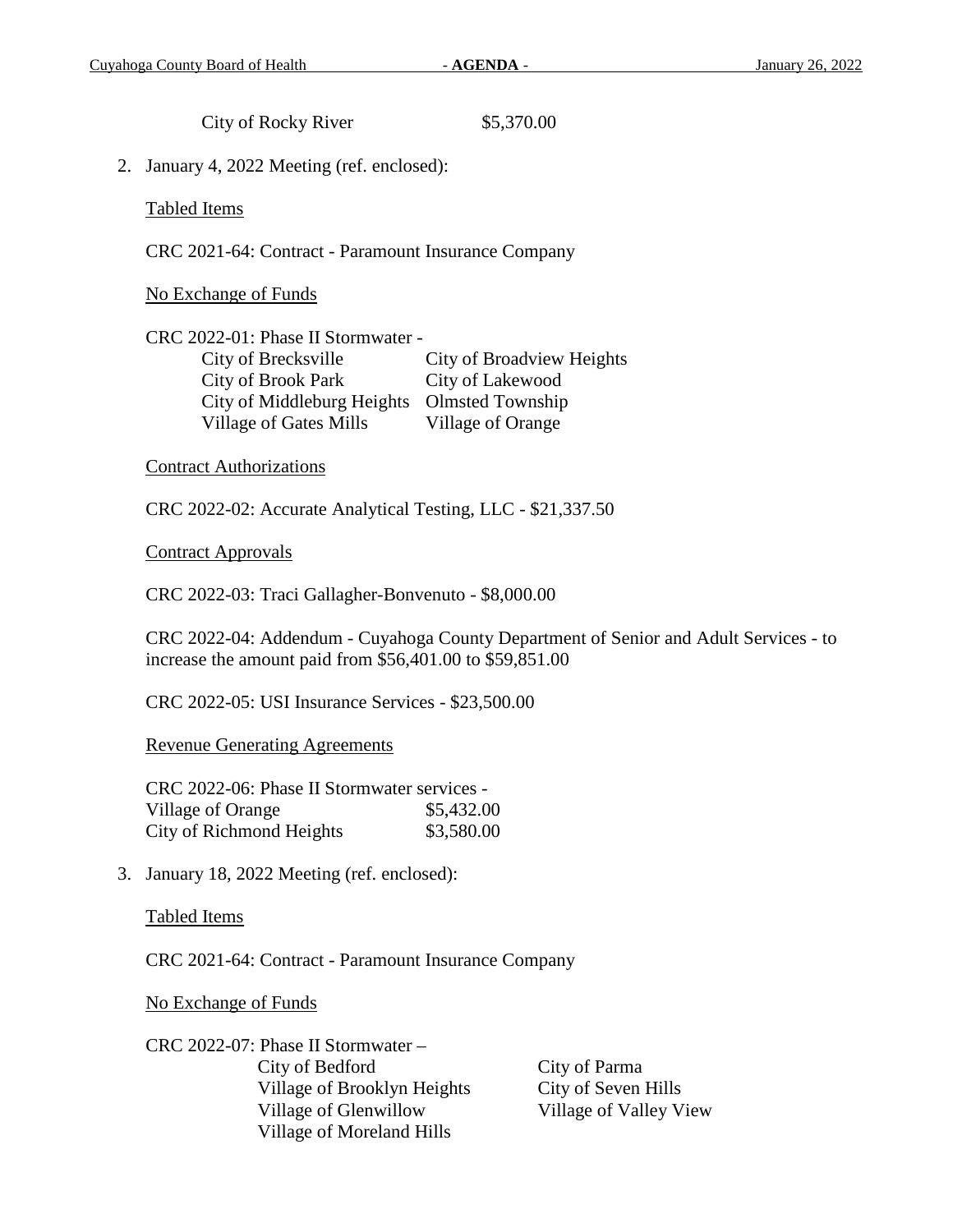City of Rocky River $5,370.00

2. January 4, 2022 Meeting (ref. enclosed):

   Tabled Items

   CRC 2021-64: Contract - Paramount Insurance Company

   No Exchange of Funds

   CRC 2022-01: Phase II Stormwater -

   | | |
   |---|---|
   | City of Brecksville | City of Broadview Heights |
   | City of Brook Park | City of Lakewood |
   | City of Middleburg Heights | Olmsted Township |
   | Village of Gates Mills | Village of Orange |

   Contract Authorizations

   CRC 2022-02: Accurate Analytical Testing, LLC - $21,337.50

   Contract Approvals

   CRC 2022-03: Traci Gallagher-Bonvenuto - $8,000.00

   CRC 2022-04: Addendum - Cuyahoga County Department of Senior and Adult Services - to increase the amount paid from $56,401.00 to $59,851.00

   CRC 2022-05: USI Insurance Services - $23,500.00

   Revenue Generating Agreements

   CRC 2022-06: Phase II Stormwater services -

   | | |
   |---|---|
   | Village of Orange | $5,432.00 |
   | City of Richmond Heights | $3,580.00 |

3. January 18, 2022 Meeting (ref. enclosed):

   Tabled Items

   CRC 2021-64: Contract - Paramount Insurance Company

   No Exchange of Funds

   CRC 2022-07: Phase II Stormwater –

   | | |
   |---|---|
   | City of Bedford | City of Parma |
   | Village of Brooklyn Heights | City of Seven Hills |
   | Village of Glenwillow | Village of Valley View |
   | Village of Moreland Hills | |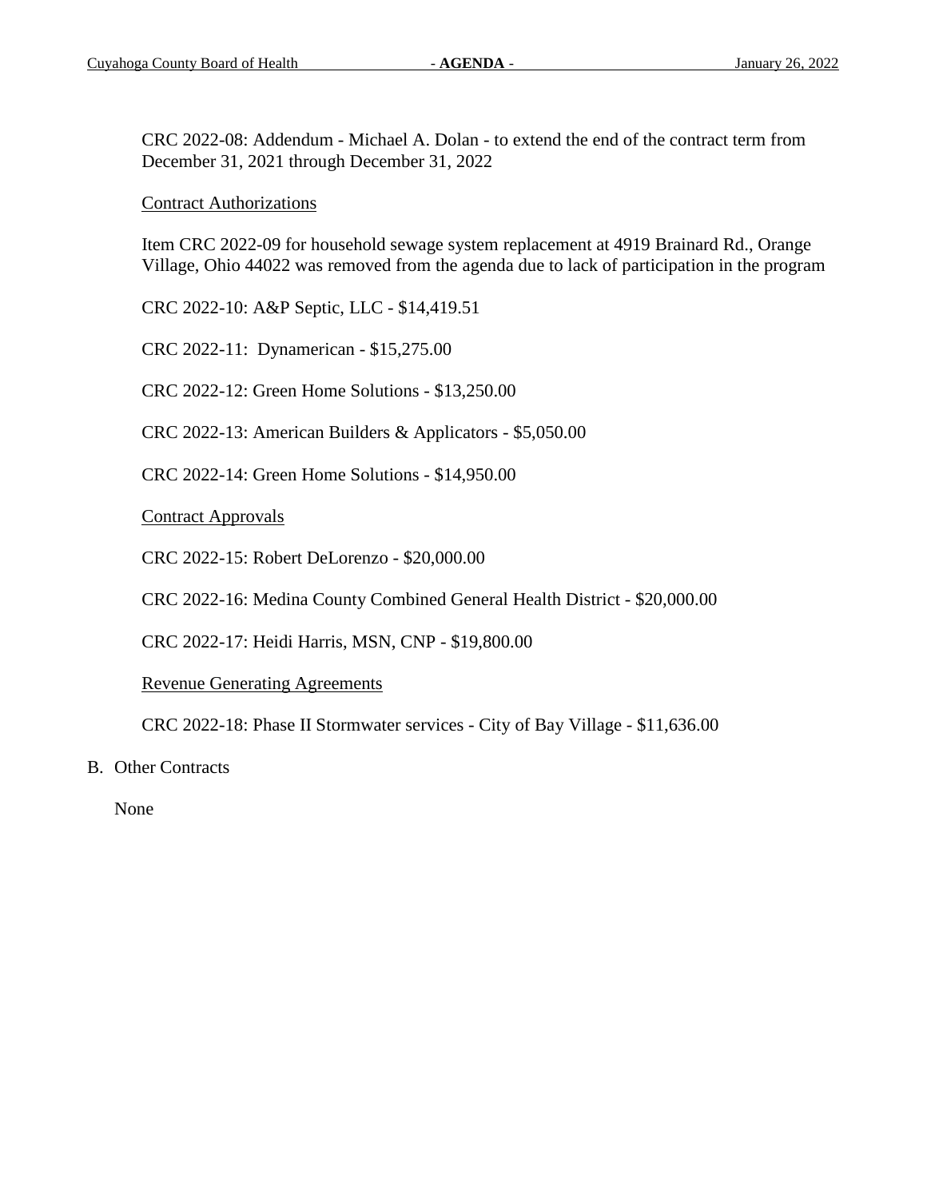CRC 2022-08: Addendum - Michael A. Dolan - to extend the end of the contract term from December 31, 2021 through December 31, 2022

Contract Authorizations

Item CRC 2022-09 for household sewage system replacement at 4919 Brainard Rd., Orange Village, Ohio 44022 was removed from the agenda due to lack of participation in the program

CRC 2022-10: A&P Septic, LLC - $14,419.51

CRC 2022-11: Dynamerican - $15,275.00

CRC 2022-12: Green Home Solutions - $13,250.00

CRC 2022-13: American Builders & Applicators - $5,050.00

CRC 2022-14: Green Home Solutions - $14,950.00

Contract Approvals

CRC 2022-15: Robert DeLorenzo - $20,000.00

CRC 2022-16: Medina County Combined General Health District - $20,000.00

CRC 2022-17: Heidi Harris, MSN, CNP - $19,800.00

Revenue Generating Agreements

CRC 2022-18: Phase II Stormwater services - City of Bay Village - $11,636.00

B. Other Contracts

None